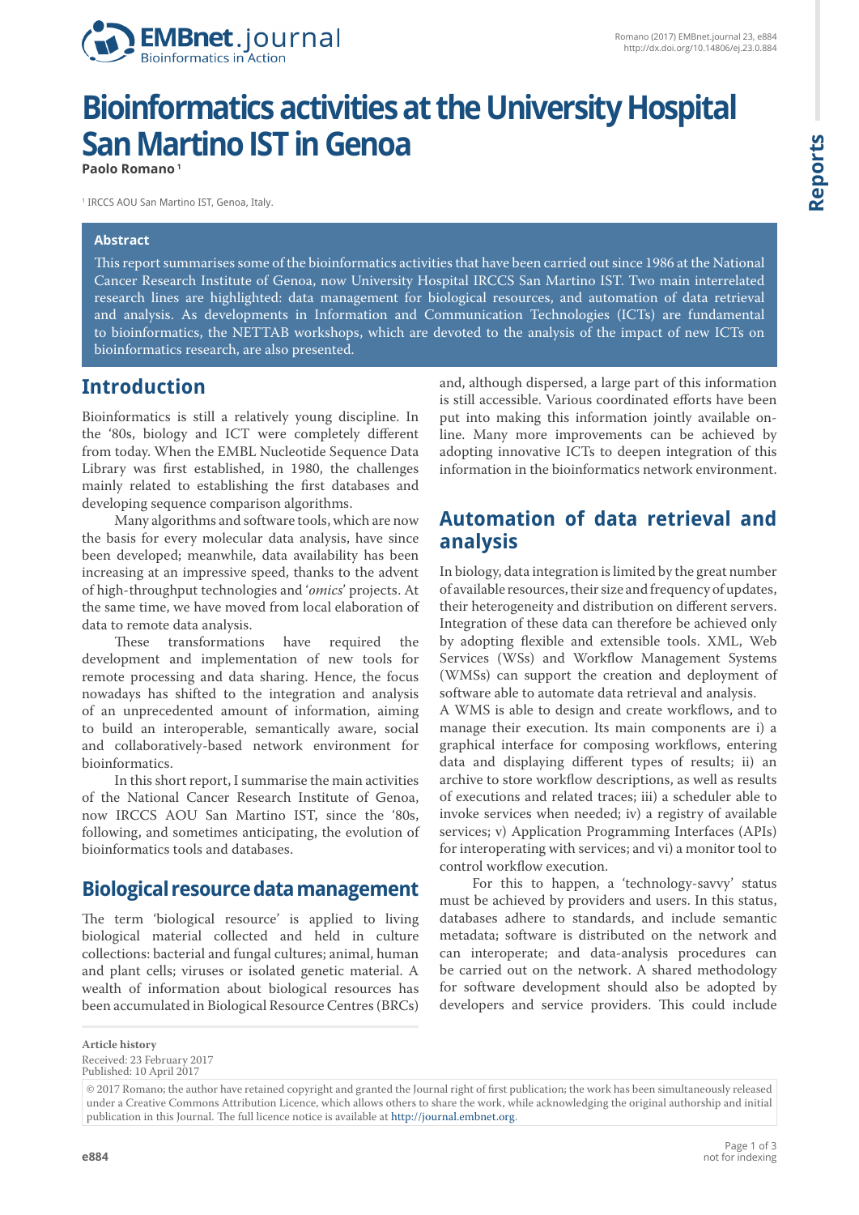# Bioinformatics activities at the University Hospital San Martino IST in Genoa

**Paolo Romano**[1]

[1] IRCCS AOU San Martino IST, Genoa, Italy.

**Abstract**

This report summarises some of the bioinformatics activities that have been carried out since 1986 at the National Cancer Research Institute of Genoa, now University Hospital IRCCS San Martino IST. Two main interrelated research lines are highlighted: data management for biological resources, and automation of data retrieval and analysis. As developments in Information and Communication Technologies (ICTs) are fundamental to bioinformatics, the NETTAB workshops, which are devoted to the analysis of the impact of new ICTs on bioinformatics research, are also presented.

## Introduction

Bioinformatics is still a relatively young discipline. In the '80s, biology and ICT were completely different from today. When the EMBL Nucleotide Sequence Data Library was first established, in 1980, the challenges mainly related to establishing the first databases and developing sequence comparison algorithms.

Many algorithms and software tools, which are now the basis for every molecular data analysis, have since been developed; meanwhile, data availability has been increasing at an impressive speed, thanks to the advent of high-throughput technologies and '*omics*' projects. At the same time, we have moved from local elaboration of data to remote data analysis.

These transformations have required the development and implementation of new tools for remote processing and data sharing. Hence, the focus nowadays has shifted to the integration and analysis of an unprecedented amount of information, aiming to build an interoperable, semantically aware, social and collaboratively-based network environment for bioinformatics.

In this short report, I summarise the main activities of the National Cancer Research Institute of Genoa, now IRCCS AOU San Martino IST, since the '80s, following, and sometimes anticipating, the evolution of bioinformatics tools and databases.

## Biological resource data management

The term 'biological resource' is applied to living biological material collected and held in culture collections: bacterial and fungal cultures; animal, human and plant cells; viruses or isolated genetic material. A wealth of information about biological resources has been accumulated in Biological Resource Centres (BRCs) and, although dispersed, a large part of this information is still accessible. Various coordinated efforts have been put into making this information jointly available on-line. Many more improvements can be achieved by adopting innovative ICTs to deepen integration of this information in the bioinformatics network environment.

## Automation of data retrieval and analysis

In biology, data integration is limited by the great number of available resources, their size and frequency of updates, their heterogeneity and distribution on different servers. Integration of these data can therefore be achieved only by adopting flexible and extensible tools. XML, Web Services (WSs) and Workflow Management Systems (WMSs) can support the creation and deployment of software able to automate data retrieval and analysis.

A WMS is able to design and create workflows, and to manage their execution. Its main components are i) a graphical interface for composing workflows, entering data and displaying different types of results; ii) an archive to store workflow descriptions, as well as results of executions and related traces; iii) a scheduler able to invoke services when needed; iv) a registry of available services; v) Application Programming Interfaces (APIs) for interoperating with services; and vi) a monitor tool to control workflow execution.

For this to happen, a 'technology-savvy' status must be achieved by providers and users. In this status, databases adhere to standards, and include semantic metadata; software is distributed on the network and can interoperate; and data-analysis procedures can be carried out on the network. A shared methodology for software development should also be adopted by developers and service providers. This could include

**Article history**
Received: 23 February 2017
Published: 10 April 2017

© 2017 Romano; the author have retained copyright and granted the Journal right of first publication; the work has been simultaneously released under a Creative Commons Attribution Licence, which allows others to share the work, while acknowledging the original authorship and initial publication in this Journal. The full licence notice is available at http://journal.embnet.org.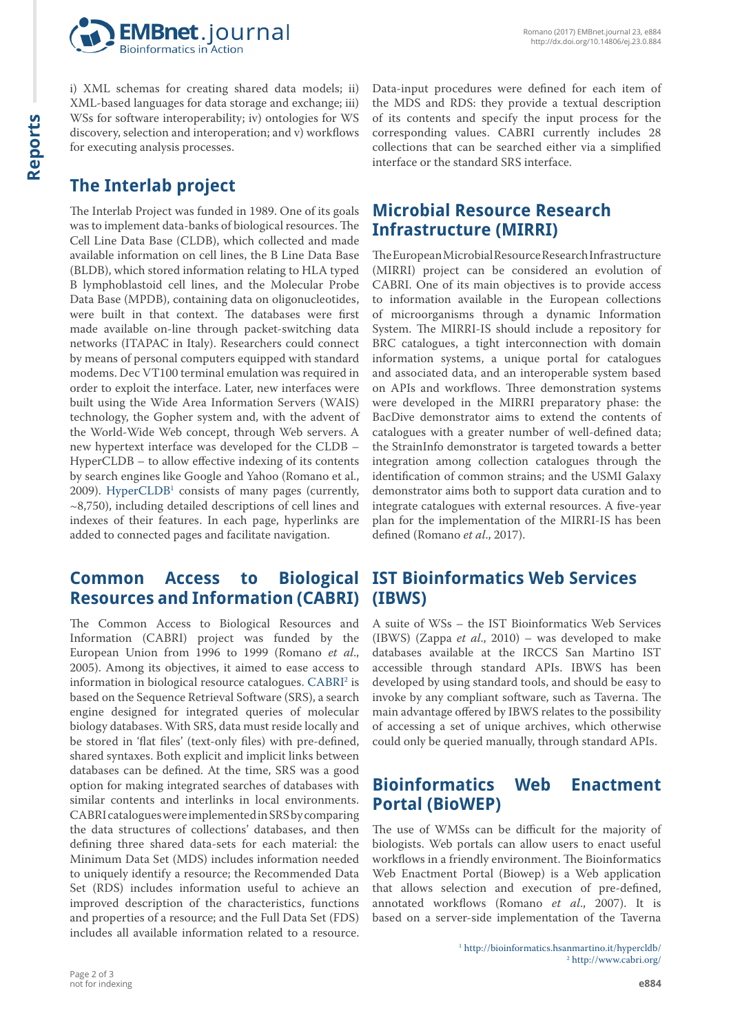i) XML schemas for creating shared data models; ii) XML-based languages for data storage and exchange; iii) WSs for software interoperability; iv) ontologies for WS discovery, selection and interoperation; and v) workflows for executing analysis processes.

## The Interlab project

The Interlab Project was funded in 1989. One of its goals was to implement data-banks of biological resources. The Cell Line Data Base (CLDB), which collected and made available information on cell lines, the B Line Data Base (BLDB), which stored information relating to HLA typed B lymphoblastoid cell lines, and the Molecular Probe Data Base (MPDB), containing data on oligonucleotides, were built in that context. The databases were first made available on-line through packet-switching data networks (ITAPAC in Italy). Researchers could connect by means of personal computers equipped with standard modems. Dec VT100 terminal emulation was required in order to exploit the interface. Later, new interfaces were built using the Wide Area Information Servers (WAIS) technology, the Gopher system and, with the advent of the World-Wide Web concept, through Web servers. A new hypertext interface was developed for the CLDB – HyperCLDB – to allow effective indexing of its contents by search engines like Google and Yahoo (Romano et al., 2009). HyperCLDB[1] consists of many pages (currently, ~8,750), including detailed descriptions of cell lines and indexes of their features. In each page, hyperlinks are added to connected pages and facilitate navigation.

## Common Access to Biological Resources and Information (CABRI)

The Common Access to Biological Resources and Information (CABRI) project was funded by the European Union from 1996 to 1999 (Romano *et al.*, 2005). Among its objectives, it aimed to ease access to information in biological resource catalogues. CABRI[2] is based on the Sequence Retrieval Software (SRS), a search engine designed for integrated queries of molecular biology databases. With SRS, data must reside locally and be stored in 'flat files' (text-only files) with pre-defined, shared syntaxes. Both explicit and implicit links between databases can be defined. At the time, SRS was a good option for making integrated searches of databases with similar contents and interlinks in local environments. CABRI catalogues were implemented in SRS by comparing the data structures of collections' databases, and then defining three shared data-sets for each material: the Minimum Data Set (MDS) includes information needed to uniquely identify a resource; the Recommended Data Set (RDS) includes information useful to achieve an improved description of the characteristics, functions and properties of a resource; and the Full Data Set (FDS) includes all available information related to a resource. Data-input procedures were defined for each item of the MDS and RDS: they provide a textual description of its contents and specify the input process for the corresponding values. CABRI currently includes 28 collections that can be searched either via a simplified interface or the standard SRS interface.

## Microbial Resource Research Infrastructure (MIRRI)

The European Microbial Resource Research Infrastructure (MIRRI) project can be considered an evolution of CABRI. One of its main objectives is to provide access to information available in the European collections of microorganisms through a dynamic Information System. The MIRRI-IS should include a repository for BRC catalogues, a tight interconnection with domain information systems, a unique portal for catalogues and associated data, and an interoperable system based on APIs and workflows. Three demonstration systems were developed in the MIRRI preparatory phase: the BacDive demonstrator aims to extend the contents of catalogues with a greater number of well-defined data; the StrainInfo demonstrator is targeted towards a better integration among collection catalogues through the identification of common strains; and the USMI Galaxy demonstrator aims both to support data curation and to integrate catalogues with external resources. A five-year plan for the implementation of the MIRRI-IS has been defined (Romano *et al.*, 2017).

## IST Bioinformatics Web Services (IBWS)

A suite of WSs – the IST Bioinformatics Web Services (IBWS) (Zappa *et al.*, 2010) – was developed to make databases available at the IRCCS San Martino IST accessible through standard APIs. IBWS has been developed by using standard tools, and should be easy to invoke by any compliant software, such as Taverna. The main advantage offered by IBWS relates to the possibility of accessing a set of unique archives, which otherwise could only be queried manually, through standard APIs.

## Bioinformatics Web Enactment Portal (BioWEP)

The use of WMSs can be difficult for the majority of biologists. Web portals can allow users to enact useful workflows in a friendly environment. The Bioinformatics Web Enactment Portal (Biowep) is a Web application that allows selection and execution of pre-defined, annotated workflows (Romano *et al.*, 2007). It is based on a server-side implementation of the Taverna

[1] http://bioinformatics.hsanmartino.it/hypercldb/
[2] http://www.cabri.org/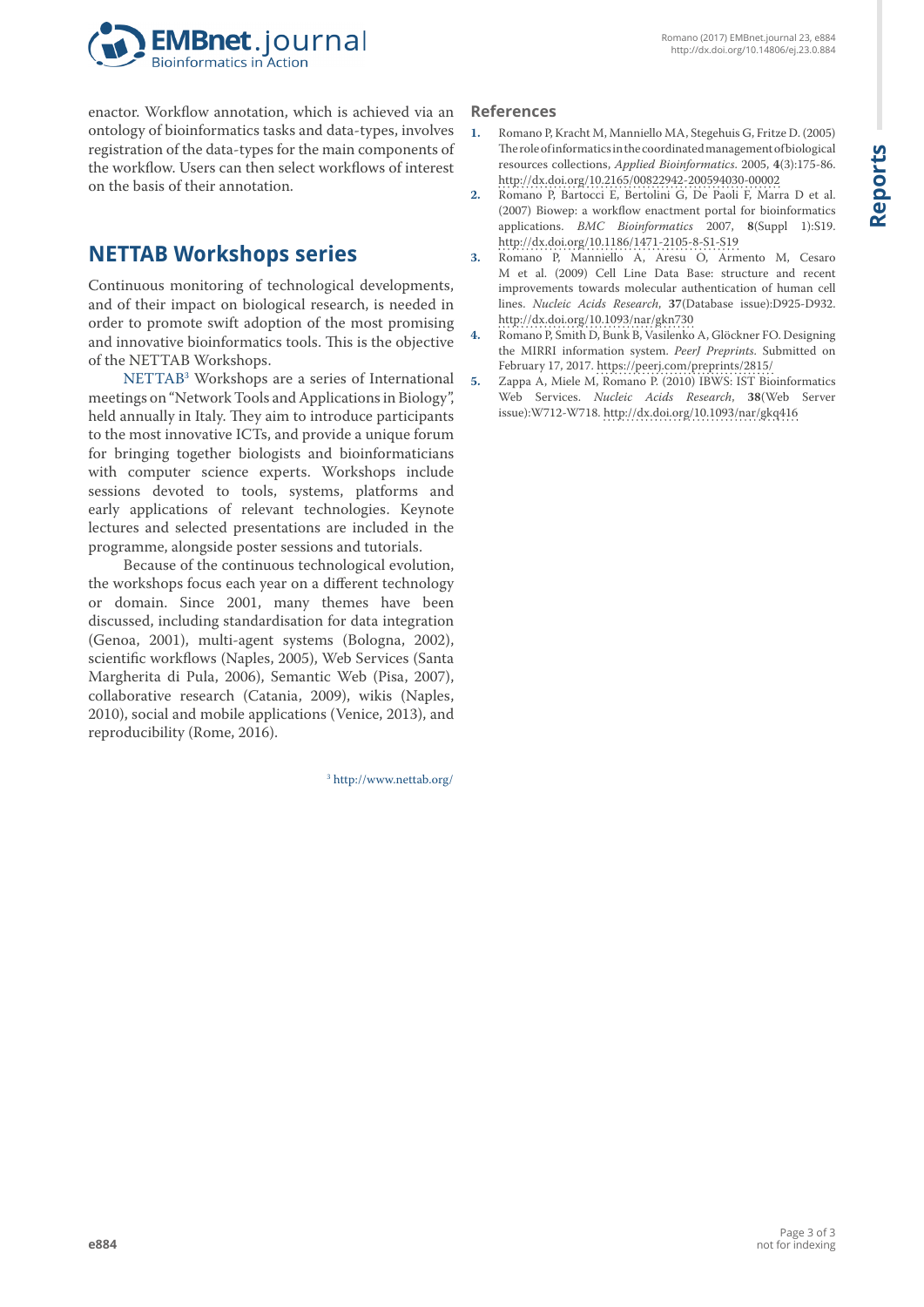enactor. Workflow annotation, which is achieved via an ontology of bioinformatics tasks and data-types, involves registration of the data-types for the main components of the workflow. Users can then select workflows of interest on the basis of their annotation.

## NETTAB Workshops series

Continuous monitoring of technological developments, and of their impact on biological research, is needed in order to promote swift adoption of the most promising and innovative bioinformatics tools. This is the objective of the NETTAB Workshops.

NETTAB[3] Workshops are a series of International meetings on "Network Tools and Applications in Biology", held annually in Italy. They aim to introduce participants to the most innovative ICTs, and provide a unique forum for bringing together biologists and bioinformaticians with computer science experts. Workshops include sessions devoted to tools, systems, platforms and early applications of relevant technologies. Keynote lectures and selected presentations are included in the programme, alongside poster sessions and tutorials.

Because of the continuous technological evolution, the workshops focus each year on a different technology or domain. Since 2001, many themes have been discussed, including standardisation for data integration (Genoa, 2001), multi-agent systems (Bologna, 2002), scientific workflows (Naples, 2005), Web Services (Santa Margherita di Pula, 2006), Semantic Web (Pisa, 2007), collaborative research (Catania, 2009), wikis (Naples, 2010), social and mobile applications (Venice, 2013), and reproducibility (Rome, 2016).

[3] http://www.nettab.org/

## References

1. Romano P, Kracht M, Manniello MA, Stegehuis G, Fritze D. (2005) The role of informatics in the coordinated management of biological resources collections, *Applied Bioinformatics*. 2005, **4**(3):175-86. http://dx.doi.org/10.2165/00822942-200594030-00002
2. Romano P, Bartocci E, Bertolini G, De Paoli F, Marra D et al. (2007) Biowep: a workflow enactment portal for bioinformatics applications. *BMC Bioinformatics* 2007, **8**(Suppl 1):S19. http://dx.doi.org/10.1186/1471-2105-8-S1-S19
3. Romano P, Manniello A, Aresu O, Armento M, Cesaro M et al. (2009) Cell Line Data Base: structure and recent improvements towards molecular authentication of human cell lines. *Nucleic Acids Research*, **37**(Database issue):D925-D932. http://dx.doi.org/10.1093/nar/gkn730
4. Romano P, Smith D, Bunk B, Vasilenko A, Glöckner FO. Designing the MIRRI information system. *PeerJ Preprints*. Submitted on February 17, 2017. https://peerj.com/preprints/2815/
5. Zappa A, Miele M, Romano P. (2010) IBWS: IST Bioinformatics Web Services. *Nucleic Acids Research*, **38**(Web Server issue):W712-W718. http://dx.doi.org/10.1093/nar/gkq416